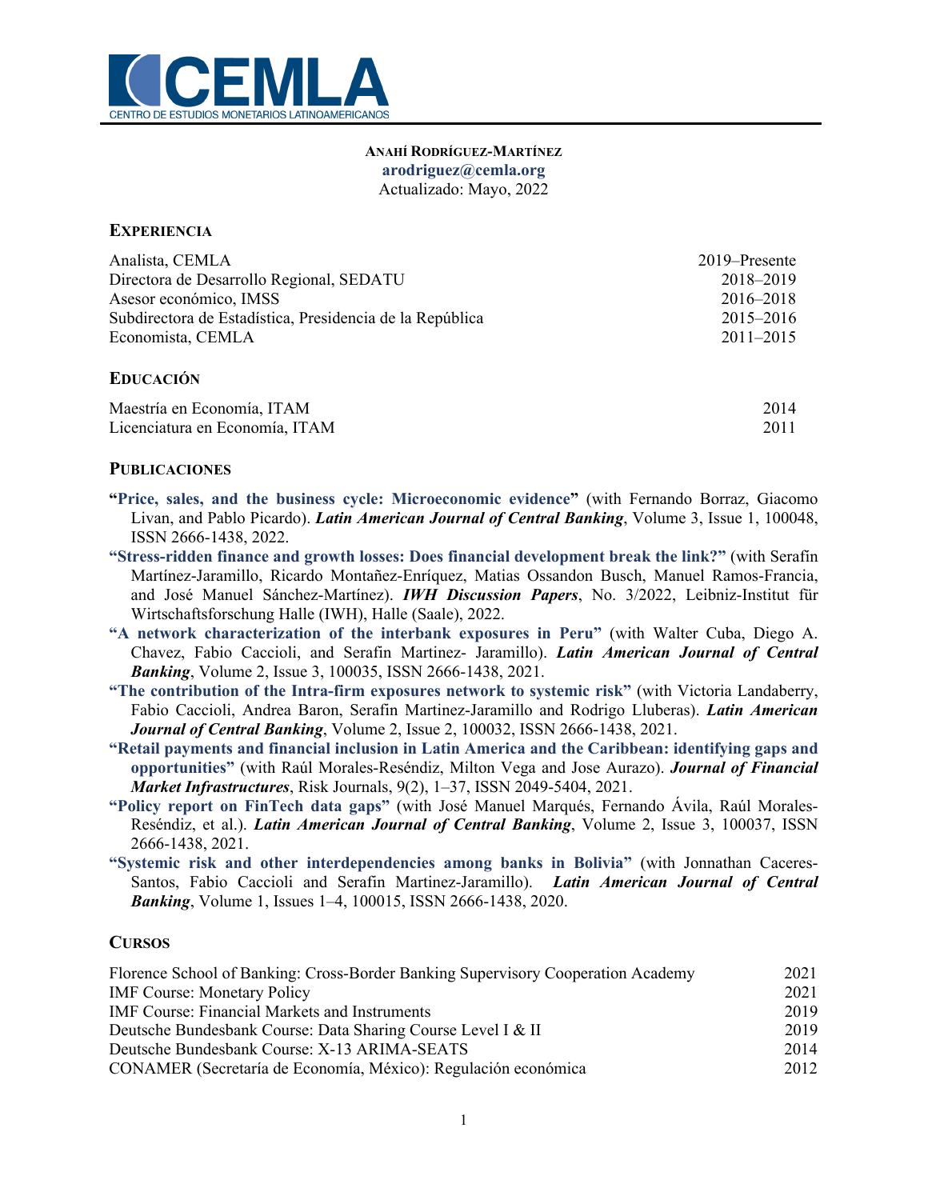**CEMLA**
CENTRO DE ESTUDIOS MONETARIOS LATINOAMERICANOS

**ANAHÍ RODRÍGUEZ-MARTÍNEZ**
**arodriguez@cemla.org**
Actualizado: Mayo, 2022

## EXPERIENCIA

| | |
|---|---|
| Analista, CEMLA | 2019–Presente |
| Directora de Desarrollo Regional, SEDATU | 2018–2019 |
| Asesor económico, IMSS | 2016–2018 |
| Subdirectora de Estadística, Presidencia de la República | 2015–2016 |
| Economista, CEMLA | 2011–2015 |

## EDUCACIÓN

| | |
|---|---|
| Maestría en Economía, ITAM | 2014 |
| Licenciatura en Economía, ITAM | 2011 |

## PUBLICACIONES

**"Price, sales, and the business cycle: Microeconomic evidence"** (with Fernando Borraz, Giacomo Livan, and Pablo Picardo). ***Latin American Journal of Central Banking***, Volume 3, Issue 1, 100048, ISSN 2666-1438, 2022.

**"Stress-ridden finance and growth losses: Does financial development break the link?"** (with Serafín Martínez-Jaramillo, Ricardo Montañez-Enríquez, Matias Ossandon Busch, Manuel Ramos-Francia, and José Manuel Sánchez-Martínez). ***IWH Discussion Papers***, No. 3/2022, Leibniz-Institut für Wirtschaftsforschung Halle (IWH), Halle (Saale), 2022.

**"A network characterization of the interbank exposures in Peru"** (with Walter Cuba, Diego A. Chavez, Fabio Caccioli, and Serafin Martinez- Jaramillo). ***Latin American Journal of Central Banking***, Volume 2, Issue 3, 100035, ISSN 2666-1438, 2021.

**"The contribution of the Intra-firm exposures network to systemic risk"** (with Victoria Landaberry, Fabio Caccioli, Andrea Baron, Serafin Martinez-Jaramillo and Rodrigo Lluberas). ***Latin American Journal of Central Banking***, Volume 2, Issue 2, 100032, ISSN 2666-1438, 2021.

**"Retail payments and financial inclusion in Latin America and the Caribbean: identifying gaps and opportunities"** (with Raúl Morales-Reséndiz, Milton Vega and Jose Aurazo). ***Journal of Financial Market Infrastructures***, Risk Journals, 9(2), 1–37, ISSN 2049-5404, 2021.

**"Policy report on FinTech data gaps"** (with José Manuel Marqués, Fernando Ávila, Raúl Morales-Reséndiz, et al.). ***Latin American Journal of Central Banking***, Volume 2, Issue 3, 100037, ISSN 2666-1438, 2021.

**"Systemic risk and other interdependencies among banks in Bolivia"** (with Jonnathan Caceres-Santos, Fabio Caccioli and Serafin Martinez-Jaramillo). ***Latin American Journal of Central Banking***, Volume 1, Issues 1–4, 100015, ISSN 2666-1438, 2020.

## CURSOS

| | |
|---|---|
| Florence School of Banking: Cross-Border Banking Supervisory Cooperation Academy | 2021 |
| IMF Course: Monetary Policy | 2021 |
| IMF Course: Financial Markets and Instruments | 2019 |
| Deutsche Bundesbank Course: Data Sharing Course Level I & II | 2019 |
| Deutsche Bundesbank Course: X-13 ARIMA-SEATS | 2014 |
| CONAMER (Secretaría de Economía, México): Regulación económica | 2012 |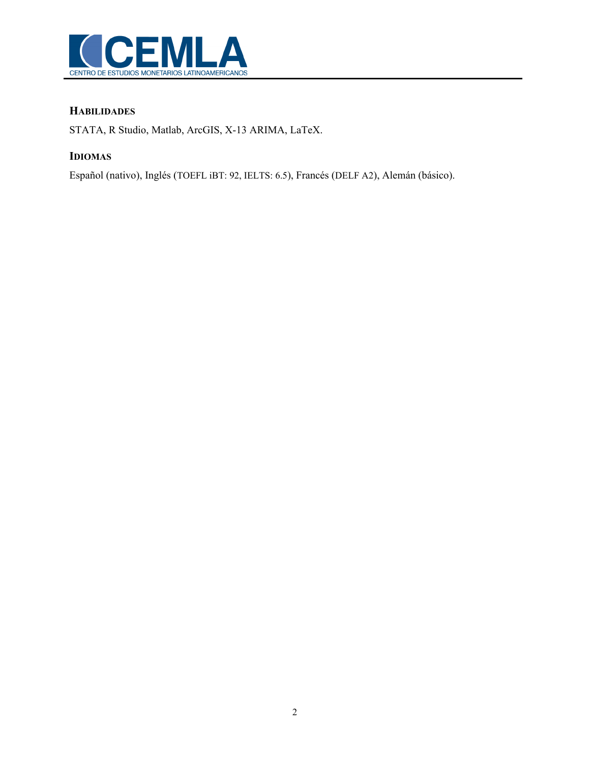## HABILIDADES

STATA, R Studio, Matlab, ArcGIS, X-13 ARIMA, LaTeX.

## IDIOMAS

Español (nativo), Inglés (TOEFL iBT: 92, IELTS: 6.5), Francés (DELF A2), Alemán (básico).